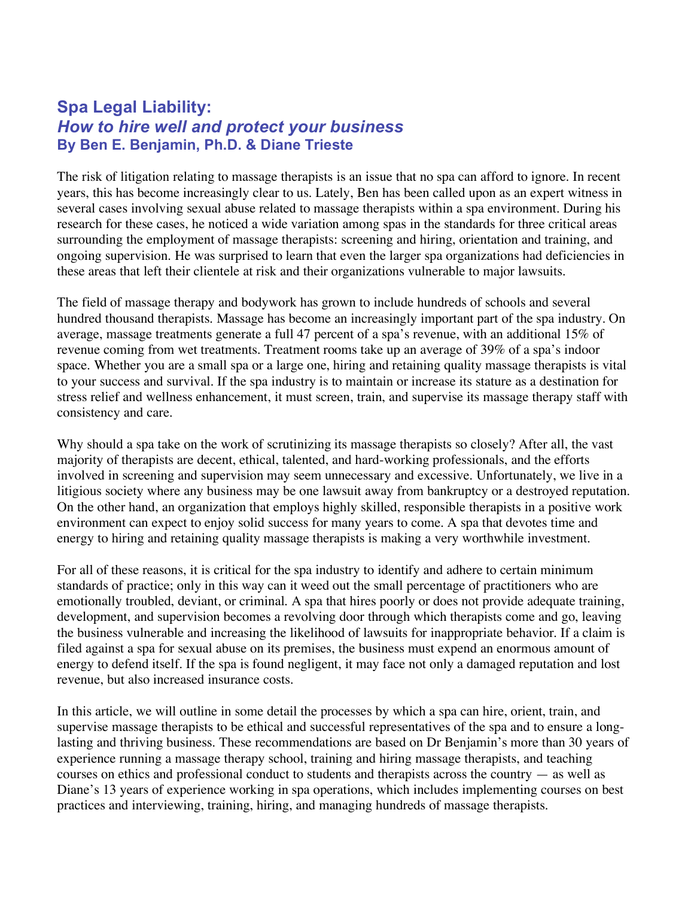# Spa Legal Liability:
## *How to hire well and protect your business*
### By Ben E. Benjamin, Ph.D. & Diane Trieste

The risk of litigation relating to massage therapists is an issue that no spa can afford to ignore. In recent years, this has become increasingly clear to us. Lately, Ben has been called upon as an expert witness in several cases involving sexual abuse related to massage therapists within a spa environment. During his research for these cases, he noticed a wide variation among spas in the standards for three critical areas surrounding the employment of massage therapists: screening and hiring, orientation and training, and ongoing supervision. He was surprised to learn that even the larger spa organizations had deficiencies in these areas that left their clientele at risk and their organizations vulnerable to major lawsuits.

The field of massage therapy and bodywork has grown to include hundreds of schools and several hundred thousand therapists. Massage has become an increasingly important part of the spa industry. On average, massage treatments generate a full 47 percent of a spa's revenue, with an additional 15% of revenue coming from wet treatments. Treatment rooms take up an average of 39% of a spa's indoor space. Whether you are a small spa or a large one, hiring and retaining quality massage therapists is vital to your success and survival. If the spa industry is to maintain or increase its stature as a destination for stress relief and wellness enhancement, it must screen, train, and supervise its massage therapy staff with consistency and care.

Why should a spa take on the work of scrutinizing its massage therapists so closely? After all, the vast majority of therapists are decent, ethical, talented, and hard-working professionals, and the efforts involved in screening and supervision may seem unnecessary and excessive. Unfortunately, we live in a litigious society where any business may be one lawsuit away from bankruptcy or a destroyed reputation. On the other hand, an organization that employs highly skilled, responsible therapists in a positive work environment can expect to enjoy solid success for many years to come. A spa that devotes time and energy to hiring and retaining quality massage therapists is making a very worthwhile investment.

For all of these reasons, it is critical for the spa industry to identify and adhere to certain minimum standards of practice; only in this way can it weed out the small percentage of practitioners who are emotionally troubled, deviant, or criminal. A spa that hires poorly or does not provide adequate training, development, and supervision becomes a revolving door through which therapists come and go, leaving the business vulnerable and increasing the likelihood of lawsuits for inappropriate behavior. If a claim is filed against a spa for sexual abuse on its premises, the business must expend an enormous amount of energy to defend itself. If the spa is found negligent, it may face not only a damaged reputation and lost revenue, but also increased insurance costs.

In this article, we will outline in some detail the processes by which a spa can hire, orient, train, and supervise massage therapists to be ethical and successful representatives of the spa and to ensure a long-lasting and thriving business. These recommendations are based on Dr Benjamin's more than 30 years of experience running a massage therapy school, training and hiring massage therapists, and teaching courses on ethics and professional conduct to students and therapists across the country — as well as Diane's 13 years of experience working in spa operations, which includes implementing courses on best practices and interviewing, training, hiring, and managing hundreds of massage therapists.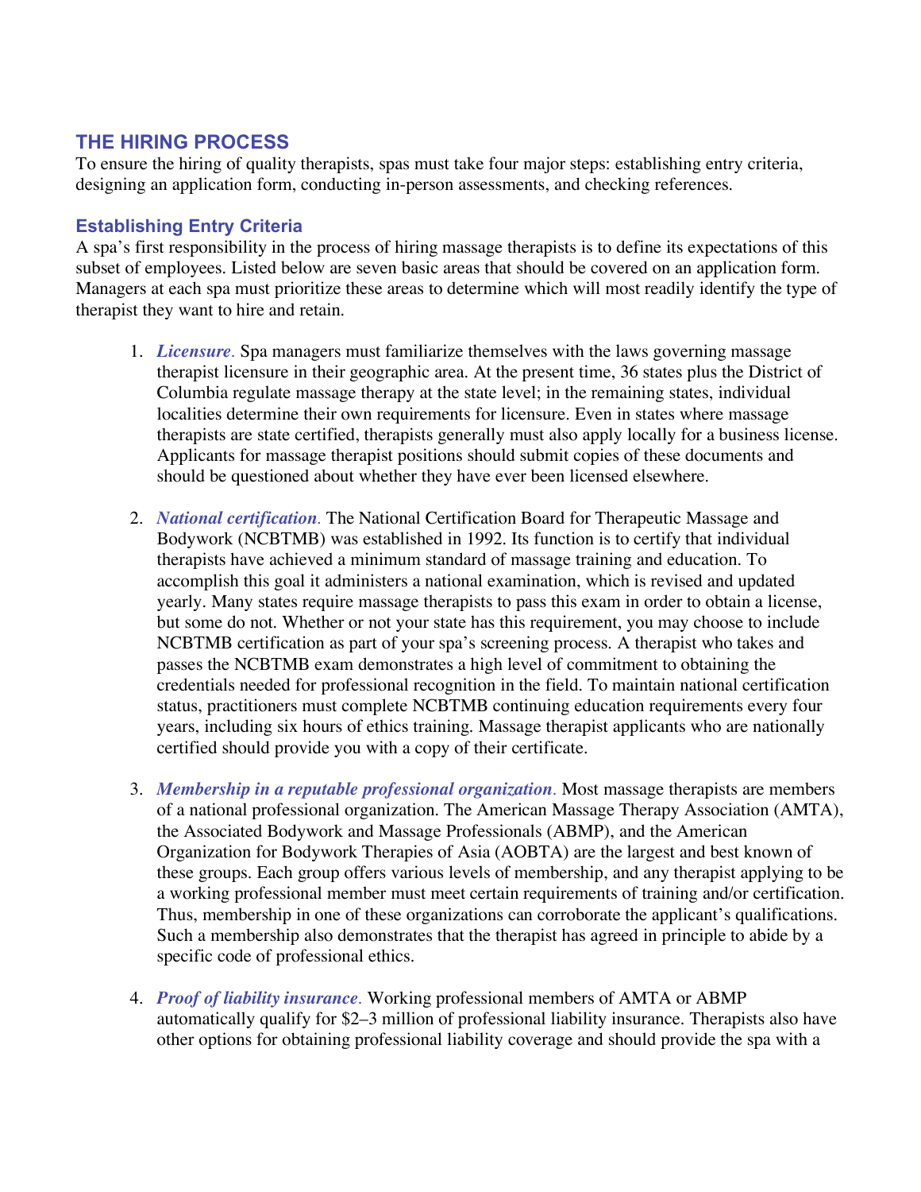## THE HIRING PROCESS

To ensure the hiring of quality therapists, spas must take four major steps: establishing entry criteria, designing an application form, conducting in-person assessments, and checking references.

### Establishing Entry Criteria

A spa's first responsibility in the process of hiring massage therapists is to define its expectations of this subset of employees. Listed below are seven basic areas that should be covered on an application form. Managers at each spa must prioritize these areas to determine which will most readily identify the type of therapist they want to hire and retain.

1. ***Licensure.*** Spa managers must familiarize themselves with the laws governing massage therapist licensure in their geographic area. At the present time, 36 states plus the District of Columbia regulate massage therapy at the state level; in the remaining states, individual localities determine their own requirements for licensure. Even in states where massage therapists are state certified, therapists generally must also apply locally for a business license. Applicants for massage therapist positions should submit copies of these documents and should be questioned about whether they have ever been licensed elsewhere.

2. ***National certification.*** The National Certification Board for Therapeutic Massage and Bodywork (NCBTMB) was established in 1992. Its function is to certify that individual therapists have achieved a minimum standard of massage training and education. To accomplish this goal it administers a national examination, which is revised and updated yearly. Many states require massage therapists to pass this exam in order to obtain a license, but some do not. Whether or not your state has this requirement, you may choose to include NCBTMB certification as part of your spa's screening process. A therapist who takes and passes the NCBTMB exam demonstrates a high level of commitment to obtaining the credentials needed for professional recognition in the field. To maintain national certification status, practitioners must complete NCBTMB continuing education requirements every four years, including six hours of ethics training. Massage therapist applicants who are nationally certified should provide you with a copy of their certificate.

3. ***Membership in a reputable professional organization.*** Most massage therapists are members of a national professional organization. The American Massage Therapy Association (AMTA), the Associated Bodywork and Massage Professionals (ABMP), and the American Organization for Bodywork Therapies of Asia (AOBTA) are the largest and best known of these groups. Each group offers various levels of membership, and any therapist applying to be a working professional member must meet certain requirements of training and/or certification. Thus, membership in one of these organizations can corroborate the applicant's qualifications. Such a membership also demonstrates that the therapist has agreed in principle to abide by a specific code of professional ethics.

4. ***Proof of liability insurance.*** Working professional members of AMTA or ABMP automatically qualify for $2–3 million of professional liability insurance. Therapists also have other options for obtaining professional liability coverage and should provide the spa with a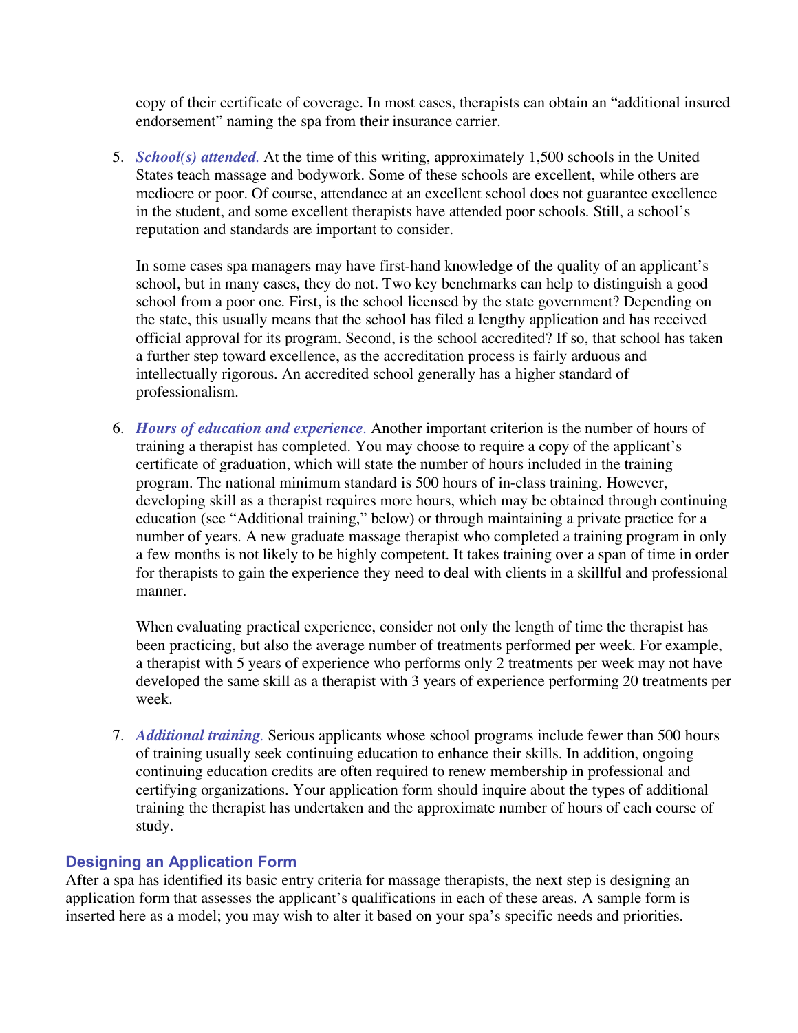copy of their certificate of coverage. In most cases, therapists can obtain an "additional insured endorsement" naming the spa from their insurance carrier.

5. ***School(s) attended***. At the time of this writing, approximately 1,500 schools in the United States teach massage and bodywork. Some of these schools are excellent, while others are mediocre or poor. Of course, attendance at an excellent school does not guarantee excellence in the student, and some excellent therapists have attended poor schools. Still, a school's reputation and standards are important to consider.

   In some cases spa managers may have first-hand knowledge of the quality of an applicant's school, but in many cases, they do not. Two key benchmarks can help to distinguish a good school from a poor one. First, is the school licensed by the state government? Depending on the state, this usually means that the school has filed a lengthy application and has received official approval for its program. Second, is the school accredited? If so, that school has taken a further step toward excellence, as the accreditation process is fairly arduous and intellectually rigorous. An accredited school generally has a higher standard of professionalism.

6. ***Hours of education and experience***. Another important criterion is the number of hours of training a therapist has completed. You may choose to require a copy of the applicant's certificate of graduation, which will state the number of hours included in the training program. The national minimum standard is 500 hours of in-class training. However, developing skill as a therapist requires more hours, which may be obtained through continuing education (see "Additional training," below) or through maintaining a private practice for a number of years. A new graduate massage therapist who completed a training program in only a few months is not likely to be highly competent. It takes training over a span of time in order for therapists to gain the experience they need to deal with clients in a skillful and professional manner.

   When evaluating practical experience, consider not only the length of time the therapist has been practicing, but also the average number of treatments performed per week. For example, a therapist with 5 years of experience who performs only 2 treatments per week may not have developed the same skill as a therapist with 3 years of experience performing 20 treatments per week.

7. ***Additional training***. Serious applicants whose school programs include fewer than 500 hours of training usually seek continuing education to enhance their skills. In addition, ongoing continuing education credits are often required to renew membership in professional and certifying organizations. Your application form should inquire about the types of additional training the therapist has undertaken and the approximate number of hours of each course of study.

## Designing an Application Form

After a spa has identified its basic entry criteria for massage therapists, the next step is designing an application form that assesses the applicant's qualifications in each of these areas. A sample form is inserted here as a model; you may wish to alter it based on your spa's specific needs and priorities.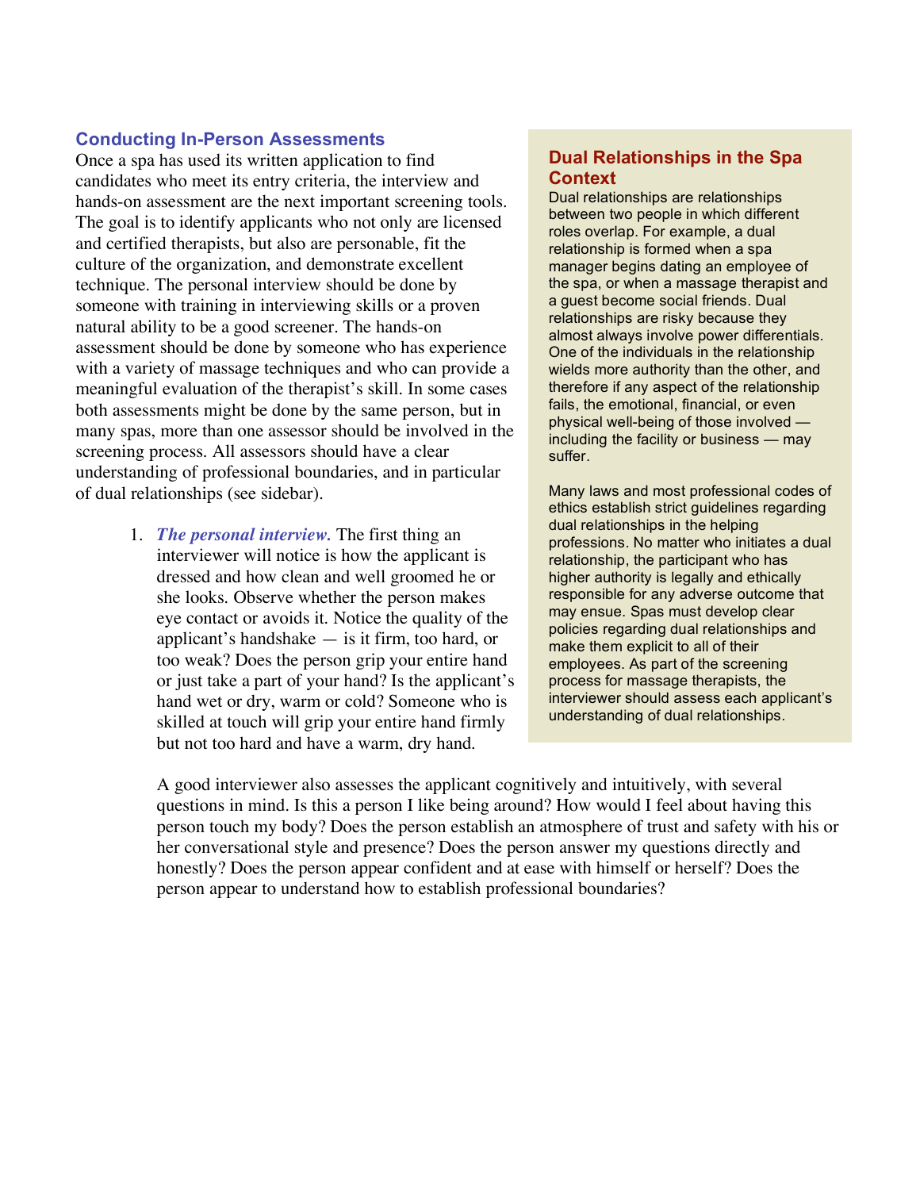## Conducting In-Person Assessments

Once a spa has used its written application to find candidates who meet its entry criteria, the interview and hands-on assessment are the next important screening tools. The goal is to identify applicants who not only are licensed and certified therapists, but also are personable, fit the culture of the organization, and demonstrate excellent technique. The personal interview should be done by someone with training in interviewing skills or a proven natural ability to be a good screener. The hands-on assessment should be done by someone who has experience with a variety of massage techniques and who can provide a meaningful evaluation of the therapist's skill. In some cases both assessments might be done by the same person, but in many spas, more than one assessor should be involved in the screening process. All assessors should have a clear understanding of professional boundaries, and in particular of dual relationships (see sidebar).

1. ***The personal interview.*** The first thing an interviewer will notice is how the applicant is dressed and how clean and well groomed he or she looks. Observe whether the person makes eye contact or avoids it. Notice the quality of the applicant's handshake — is it firm, too hard, or too weak? Does the person grip your entire hand or just take a part of your hand? Is the applicant's hand wet or dry, warm or cold? Someone who is skilled at touch will grip your entire hand firmly but not too hard and have a warm, dry hand.

   A good interviewer also assesses the applicant cognitively and intuitively, with several questions in mind. Is this a person I like being around? How would I feel about having this person touch my body? Does the person establish an atmosphere of trust and safety with his or her conversational style and presence? Does the person answer my questions directly and honestly? Does the person appear confident and at ease with himself or herself? Does the person appear to understand how to establish professional boundaries?

### Dual Relationships in the Spa Context

Dual relationships are relationships between two people in which different roles overlap. For example, a dual relationship is formed when a spa manager begins dating an employee of the spa, or when a massage therapist and a guest become social friends. Dual relationships are risky because they almost always involve power differentials. One of the individuals in the relationship wields more authority than the other, and therefore if any aspect of the relationship fails, the emotional, financial, or even physical well-being of those involved — including the facility or business — may suffer.

Many laws and most professional codes of ethics establish strict guidelines regarding dual relationships in the helping professions. No matter who initiates a dual relationship, the participant who has higher authority is legally and ethically responsible for any adverse outcome that may ensue. Spas must develop clear policies regarding dual relationships and make them explicit to all of their employees. As part of the screening process for massage therapists, the interviewer should assess each applicant's understanding of dual relationships.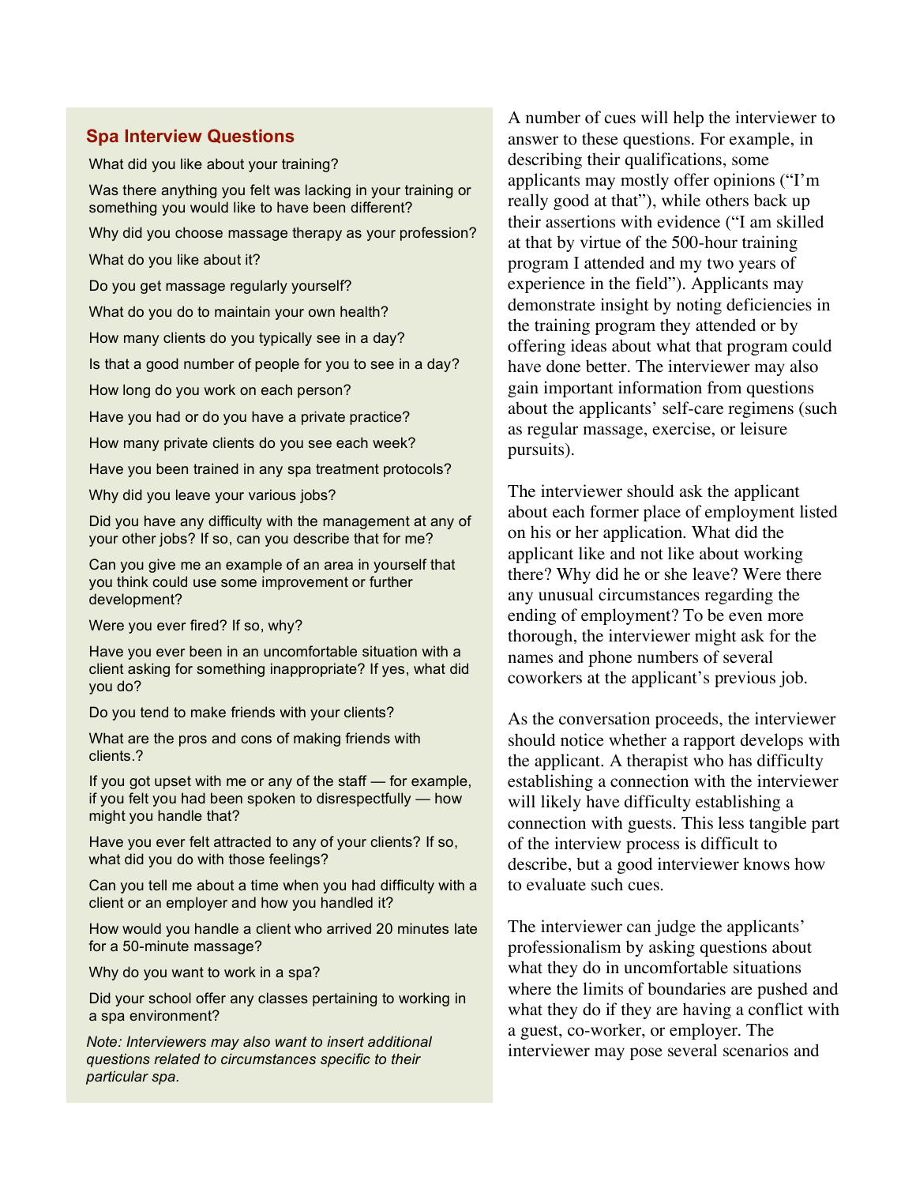### Spa Interview Questions

What did you like about your training?

Was there anything you felt was lacking in your training or something you would like to have been different?

Why did you choose massage therapy as your profession?

What do you like about it?

Do you get massage regularly yourself?

What do you do to maintain your own health?

How many clients do you typically see in a day?

Is that a good number of people for you to see in a day?

How long do you work on each person?

Have you had or do you have a private practice?

How many private clients do you see each week?

Have you been trained in any spa treatment protocols?

Why did you leave your various jobs?

Did you have any difficulty with the management at any of your other jobs? If so, can you describe that for me?

Can you give me an example of an area in yourself that you think could use some improvement or further development?

Were you ever fired? If so, why?

Have you ever been in an uncomfortable situation with a client asking for something inappropriate? If yes, what did you do?

Do you tend to make friends with your clients?

What are the pros and cons of making friends with clients.?

If you got upset with me or any of the staff — for example, if you felt you had been spoken to disrespectfully — how might you handle that?

Have you ever felt attracted to any of your clients? If so, what did you do with those feelings?

Can you tell me about a time when you had difficulty with a client or an employer and how you handled it?

How would you handle a client who arrived 20 minutes late for a 50-minute massage?

Why do you want to work in a spa?

Did your school offer any classes pertaining to working in a spa environment?

*Note: Interviewers may also want to insert additional questions related to circumstances specific to their particular spa.*

A number of cues will help the interviewer to answer to these questions. For example, in describing their qualifications, some applicants may mostly offer opinions ("I'm really good at that"), while others back up their assertions with evidence ("I am skilled at that by virtue of the 500-hour training program I attended and my two years of experience in the field"). Applicants may demonstrate insight by noting deficiencies in the training program they attended or by offering ideas about what that program could have done better. The interviewer may also gain important information from questions about the applicants' self-care regimens (such as regular massage, exercise, or leisure pursuits).

The interviewer should ask the applicant about each former place of employment listed on his or her application. What did the applicant like and not like about working there? Why did he or she leave? Were there any unusual circumstances regarding the ending of employment? To be even more thorough, the interviewer might ask for the names and phone numbers of several coworkers at the applicant's previous job.

As the conversation proceeds, the interviewer should notice whether a rapport develops with the applicant. A therapist who has difficulty establishing a connection with the interviewer will likely have difficulty establishing a connection with guests. This less tangible part of the interview process is difficult to describe, but a good interviewer knows how to evaluate such cues.

The interviewer can judge the applicants' professionalism by asking questions about what they do in uncomfortable situations where the limits of boundaries are pushed and what they do if they are having a conflict with a guest, co-worker, or employer. The interviewer may pose several scenarios and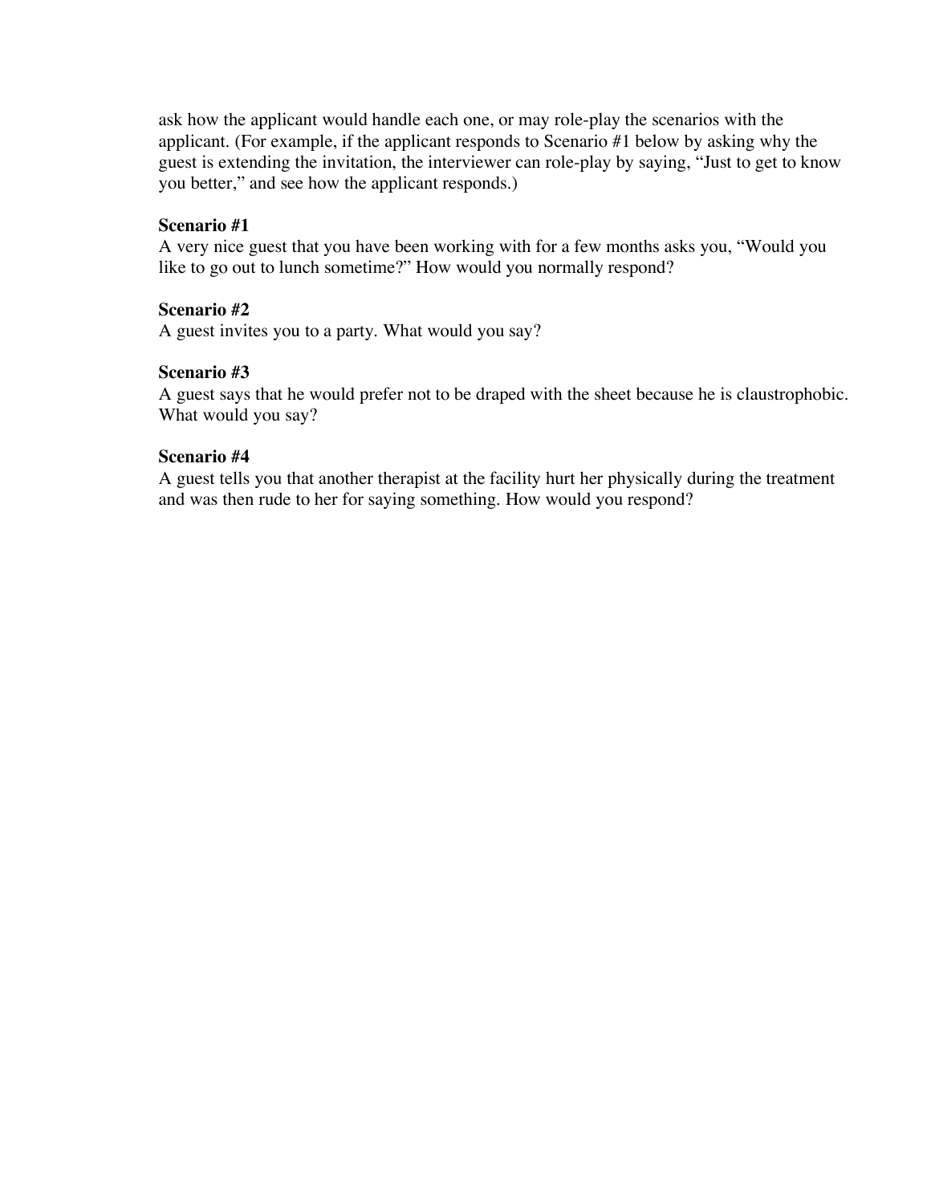ask how the applicant would handle each one, or may role-play the scenarios with the applicant. (For example, if the applicant responds to Scenario #1 below by asking why the guest is extending the invitation, the interviewer can role-play by saying, "Just to get to know you better," and see how the applicant responds.)

**Scenario #1**
A very nice guest that you have been working with for a few months asks you, "Would you like to go out to lunch sometime?" How would you normally respond?

**Scenario #2**
A guest invites you to a party. What would you say?

**Scenario #3**
A guest says that he would prefer not to be draped with the sheet because he is claustrophobic. What would you say?

**Scenario #4**
A guest tells you that another therapist at the facility hurt her physically during the treatment and was then rude to her for saying something. How would you respond?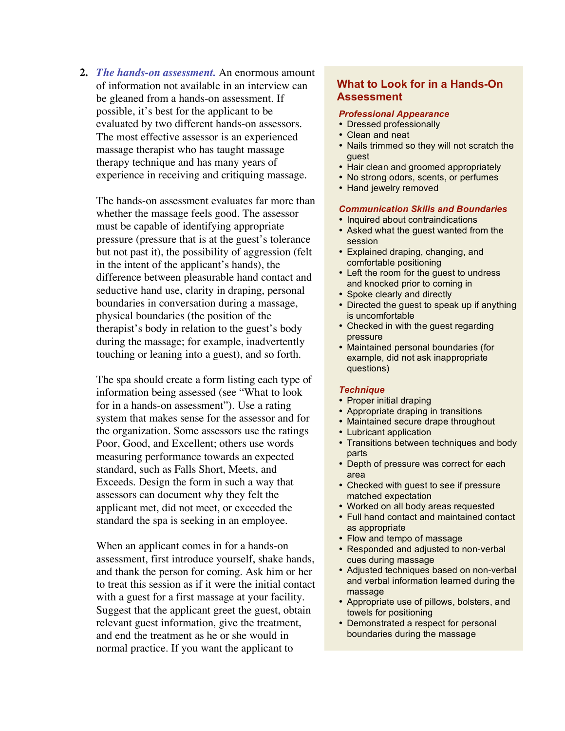2. ***The hands-on assessment.*** An enormous amount of information not available in an interview can be gleaned from a hands-on assessment. If possible, it's best for the applicant to be evaluated by two different hands-on assessors. The most effective assessor is an experienced massage therapist who has taught massage therapy technique and has many years of experience in receiving and critiquing massage.

   The hands-on assessment evaluates far more than whether the massage feels good. The assessor must be capable of identifying appropriate pressure (pressure that is at the guest's tolerance but not past it), the possibility of aggression (felt in the intent of the applicant's hands), the difference between pleasurable hand contact and seductive hand use, clarity in draping, personal boundaries in conversation during a massage, physical boundaries (the position of the therapist's body in relation to the guest's body during the massage; for example, inadvertently touching or leaning into a guest), and so forth.

   The spa should create a form listing each type of information being assessed (see "What to look for in a hands-on assessment"). Use a rating system that makes sense for the assessor and for the organization. Some assessors use the ratings Poor, Good, and Excellent; others use words measuring performance towards an expected standard, such as Falls Short, Meets, and Exceeds. Design the form in such a way that assessors can document why they felt the applicant met, did not meet, or exceeded the standard the spa is seeking in an employee.

   When an applicant comes in for a hands-on assessment, first introduce yourself, shake hands, and thank the person for coming. Ask him or her to treat this session as if it were the initial contact with a guest for a first massage at your facility. Suggest that the applicant greet the guest, obtain relevant guest information, give the treatment, and end the treatment as he or she would in normal practice. If you want the applicant to

## What to Look for in a Hands-On Assessment

### *Professional Appearance*

- Dressed professionally
- Clean and neat
- Nails trimmed so they will not scratch the guest
- Hair clean and groomed appropriately
- No strong odors, scents, or perfumes
- Hand jewelry removed

### *Communication Skills and Boundaries*

- Inquired about contraindications
- Asked what the guest wanted from the session
- Explained draping, changing, and comfortable positioning
- Left the room for the guest to undress and knocked prior to coming in
- Spoke clearly and directly
- Directed the guest to speak up if anything is uncomfortable
- Checked in with the guest regarding pressure
- Maintained personal boundaries (for example, did not ask inappropriate questions)

### *Technique*

- Proper initial draping
- Appropriate draping in transitions
- Maintained secure drape throughout
- Lubricant application
- Transitions between techniques and body parts
- Depth of pressure was correct for each area
- Checked with guest to see if pressure matched expectation
- Worked on all body areas requested
- Full hand contact and maintained contact as appropriate
- Flow and tempo of massage
- Responded and adjusted to non-verbal cues during massage
- Adjusted techniques based on non-verbal and verbal information learned during the massage
- Appropriate use of pillows, bolsters, and towels for positioning
- Demonstrated a respect for personal boundaries during the massage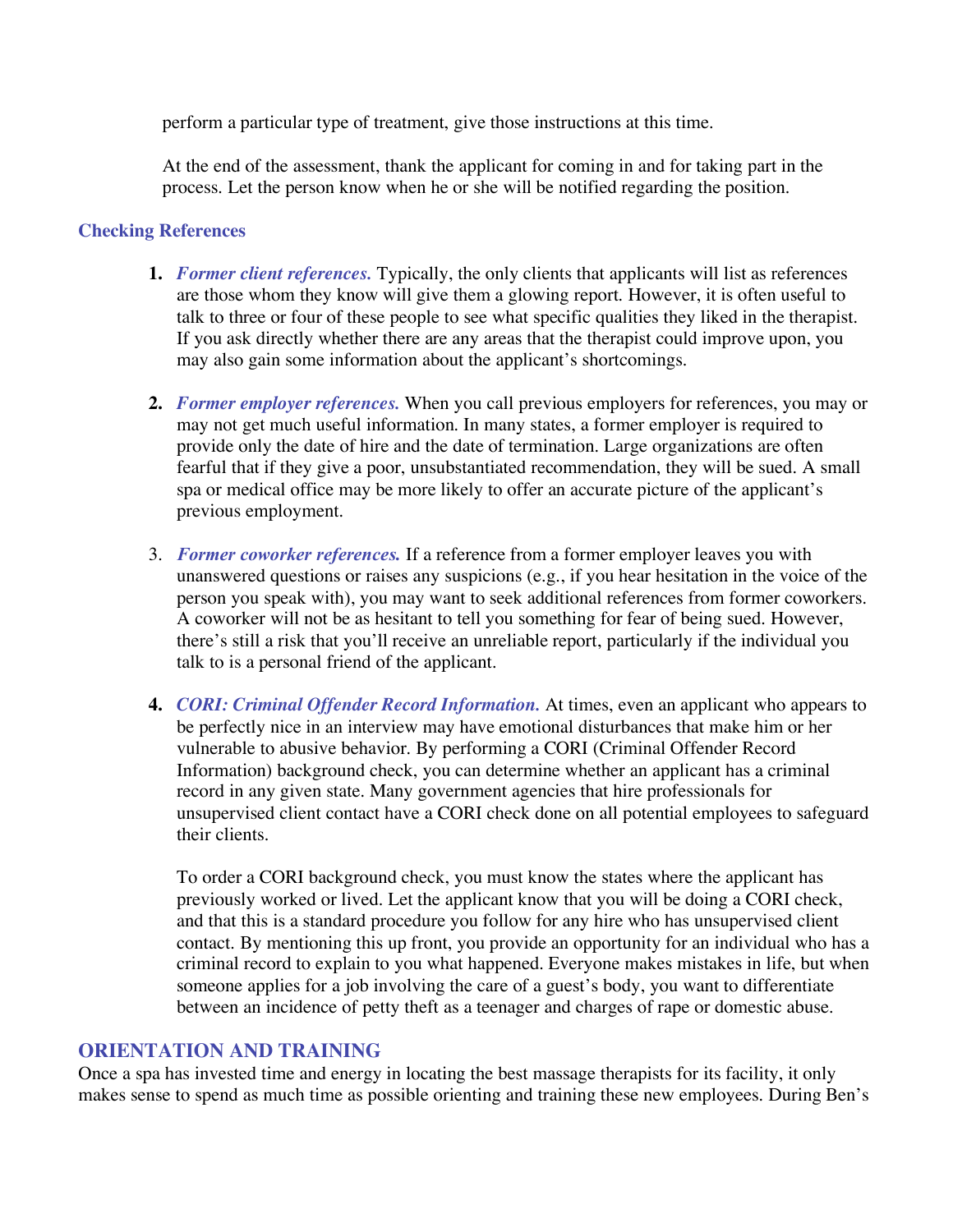perform a particular type of treatment, give those instructions at this time.

At the end of the assessment, thank the applicant for coming in and for taking part in the process. Let the person know when he or she will be notified regarding the position.

### Checking References

1. ***Former client references.*** Typically, the only clients that applicants will list as references are those whom they know will give them a glowing report. However, it is often useful to talk to three or four of these people to see what specific qualities they liked in the therapist. If you ask directly whether there are any areas that the therapist could improve upon, you may also gain some information about the applicant's shortcomings.

2. ***Former employer references.*** When you call previous employers for references, you may or may not get much useful information. In many states, a former employer is required to provide only the date of hire and the date of termination. Large organizations are often fearful that if they give a poor, unsubstantiated recommendation, they will be sued. A small spa or medical office may be more likely to offer an accurate picture of the applicant's previous employment.

3. ***Former coworker references.*** If a reference from a former employer leaves you with unanswered questions or raises any suspicions (e.g., if you hear hesitation in the voice of the person you speak with), you may want to seek additional references from former coworkers. A coworker will not be as hesitant to tell you something for fear of being sued. However, there's still a risk that you'll receive an unreliable report, particularly if the individual you talk to is a personal friend of the applicant.

4. ***CORI: Criminal Offender Record Information.*** At times, even an applicant who appears to be perfectly nice in an interview may have emotional disturbances that make him or her vulnerable to abusive behavior. By performing a CORI (Criminal Offender Record Information) background check, you can determine whether an applicant has a criminal record in any given state. Many government agencies that hire professionals for unsupervised client contact have a CORI check done on all potential employees to safeguard their clients.

   To order a CORI background check, you must know the states where the applicant has previously worked or lived. Let the applicant know that you will be doing a CORI check, and that this is a standard procedure you follow for any hire who has unsupervised client contact. By mentioning this up front, you provide an opportunity for an individual who has a criminal record to explain to you what happened. Everyone makes mistakes in life, but when someone applies for a job involving the care of a guest's body, you want to differentiate between an incidence of petty theft as a teenager and charges of rape or domestic abuse.

## ORIENTATION AND TRAINING

Once a spa has invested time and energy in locating the best massage therapists for its facility, it only makes sense to spend as much time as possible orienting and training these new employees. During Ben's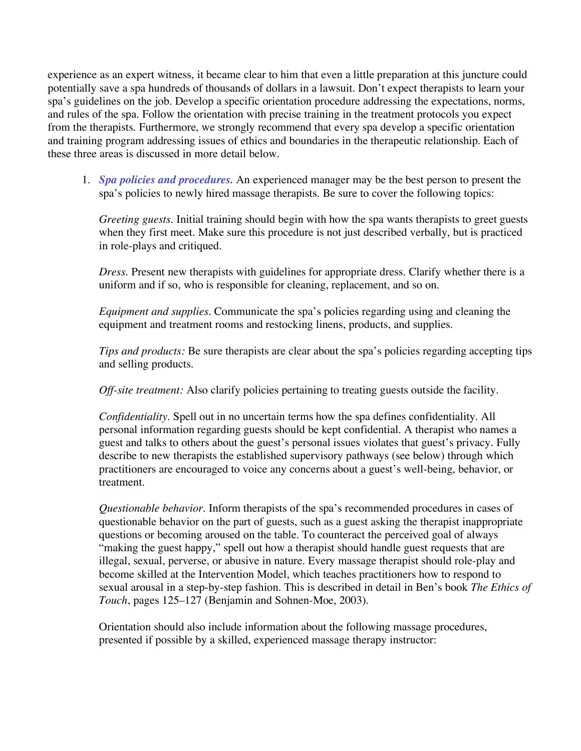experience as an expert witness, it became clear to him that even a little preparation at this juncture could potentially save a spa hundreds of thousands of dollars in a lawsuit. Don't expect therapists to learn your spa's guidelines on the job. Develop a specific orientation procedure addressing the expectations, norms, and rules of the spa. Follow the orientation with precise training in the treatment protocols you expect from the therapists. Furthermore, we strongly recommend that every spa develop a specific orientation and training program addressing issues of ethics and boundaries in the therapeutic relationship. Each of these three areas is discussed in more detail below.

1. ***Spa policies and procedures.*** An experienced manager may be the best person to present the spa's policies to newly hired massage therapists. Be sure to cover the following topics:

   *Greeting guests.* Initial training should begin with how the spa wants therapists to greet guests when they first meet. Make sure this procedure is not just described verbally, but is practiced in role-plays and critiqued.

   *Dress.* Present new therapists with guidelines for appropriate dress. Clarify whether there is a uniform and if so, who is responsible for cleaning, replacement, and so on.

   *Equipment and supplies.* Communicate the spa's policies regarding using and cleaning the equipment and treatment rooms and restocking linens, products, and supplies.

   *Tips and products:* Be sure therapists are clear about the spa's policies regarding accepting tips and selling products.

   *Off-site treatment:* Also clarify policies pertaining to treating guests outside the facility.

   *Confidentiality.* Spell out in no uncertain terms how the spa defines confidentiality. All personal information regarding guests should be kept confidential. A therapist who names a guest and talks to others about the guest's personal issues violates that guest's privacy. Fully describe to new therapists the established supervisory pathways (see below) through which practitioners are encouraged to voice any concerns about a guest's well-being, behavior, or treatment.

   *Questionable behavior.* Inform therapists of the spa's recommended procedures in cases of questionable behavior on the part of guests, such as a guest asking the therapist inappropriate questions or becoming aroused on the table. To counteract the perceived goal of always "making the guest happy," spell out how a therapist should handle guest requests that are illegal, sexual, perverse, or abusive in nature. Every massage therapist should role-play and become skilled at the Intervention Model, which teaches practitioners how to respond to sexual arousal in a step-by-step fashion. This is described in detail in Ben's book *The Ethics of Touch*, pages 125–127 (Benjamin and Sohnen-Moe, 2003).

   Orientation should also include information about the following massage procedures, presented if possible by a skilled, experienced massage therapy instructor: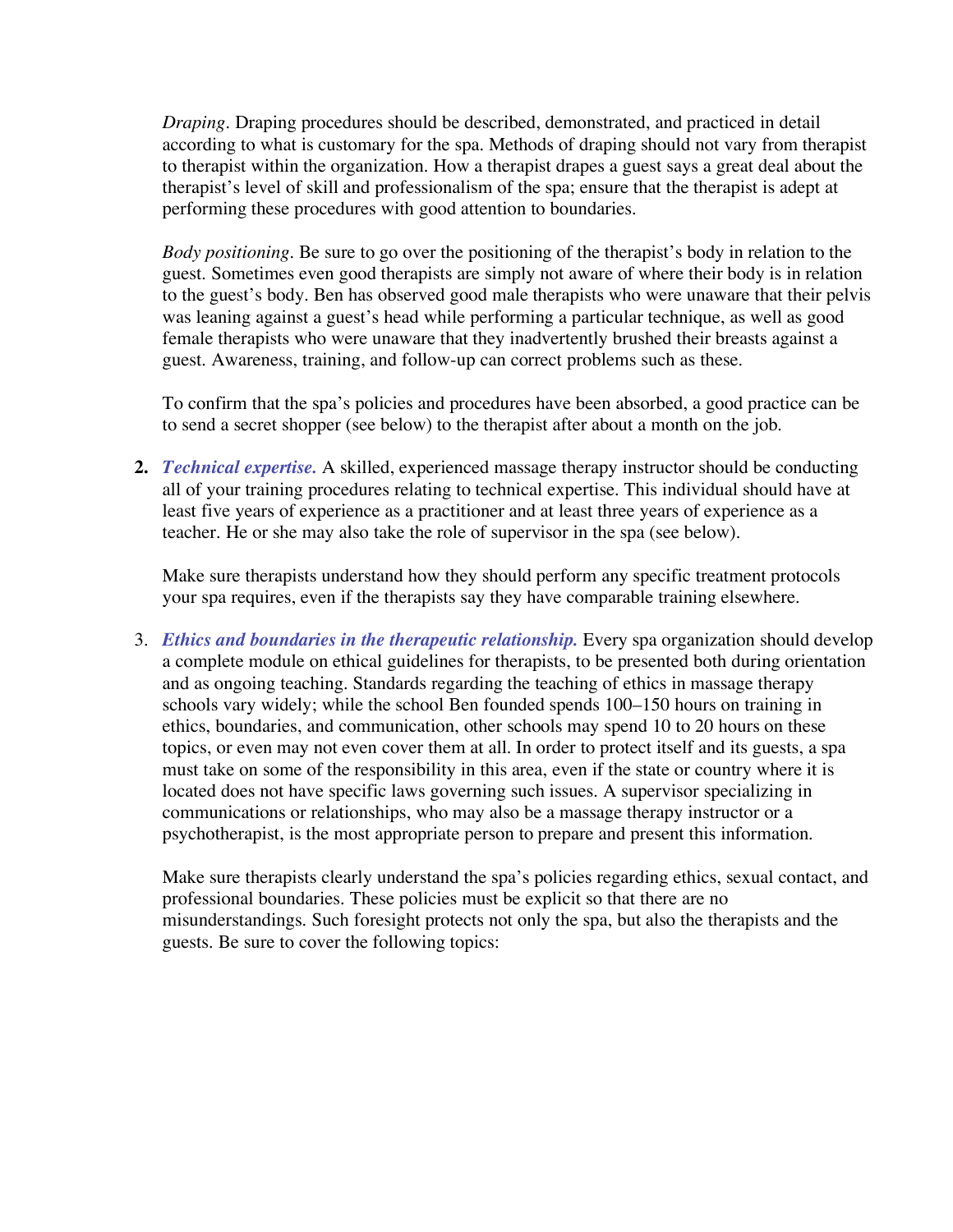*Draping*. Draping procedures should be described, demonstrated, and practiced in detail according to what is customary for the spa. Methods of draping should not vary from therapist to therapist within the organization. How a therapist drapes a guest says a great deal about the therapist's level of skill and professionalism of the spa; ensure that the therapist is adept at performing these procedures with good attention to boundaries.

*Body positioning*. Be sure to go over the positioning of the therapist's body in relation to the guest. Sometimes even good therapists are simply not aware of where their body is in relation to the guest's body. Ben has observed good male therapists who were unaware that their pelvis was leaning against a guest's head while performing a particular technique, as well as good female therapists who were unaware that they inadvertently brushed their breasts against a guest. Awareness, training, and follow-up can correct problems such as these.

To confirm that the spa's policies and procedures have been absorbed, a good practice can be to send a secret shopper (see below) to the therapist after about a month on the job.

**2.** ***Technical expertise.*** A skilled, experienced massage therapy instructor should be conducting all of your training procedures relating to technical expertise. This individual should have at least five years of experience as a practitioner and at least three years of experience as a teacher. He or she may also take the role of supervisor in the spa (see below).

Make sure therapists understand how they should perform any specific treatment protocols your spa requires, even if the therapists say they have comparable training elsewhere.

3. ***Ethics and boundaries in the therapeutic relationship.*** Every spa organization should develop a complete module on ethical guidelines for therapists, to be presented both during orientation and as ongoing teaching. Standards regarding the teaching of ethics in massage therapy schools vary widely; while the school Ben founded spends 100–150 hours on training in ethics, boundaries, and communication, other schools may spend 10 to 20 hours on these topics, or even may not even cover them at all. In order to protect itself and its guests, a spa must take on some of the responsibility in this area, even if the state or country where it is located does not have specific laws governing such issues. A supervisor specializing in communications or relationships, who may also be a massage therapy instructor or a psychotherapist, is the most appropriate person to prepare and present this information.

Make sure therapists clearly understand the spa's policies regarding ethics, sexual contact, and professional boundaries. These policies must be explicit so that there are no misunderstandings. Such foresight protects not only the spa, but also the therapists and the guests. Be sure to cover the following topics: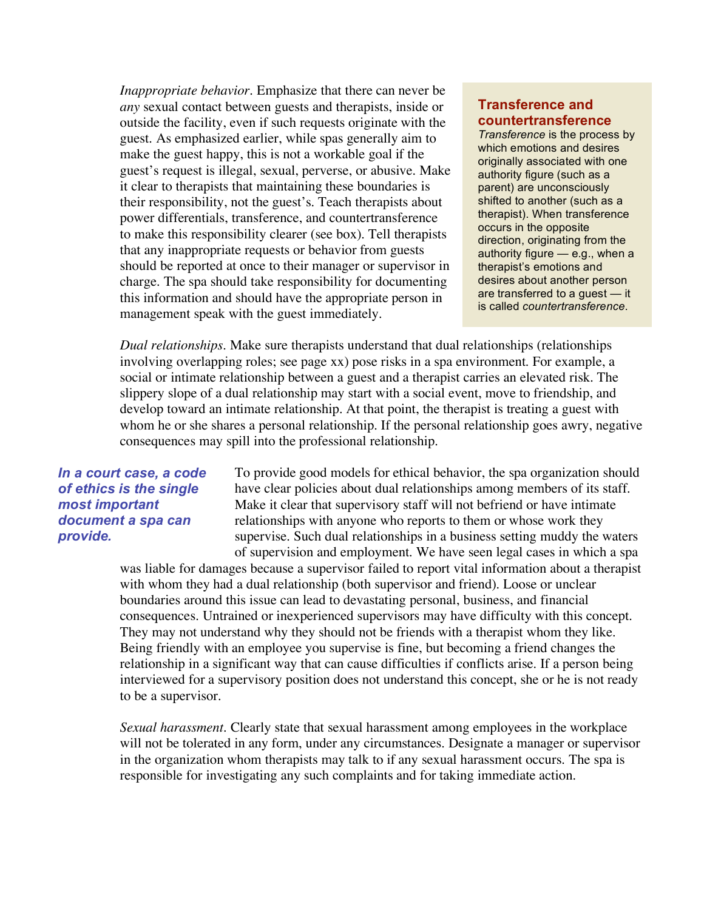*Inappropriate behavior*. Emphasize that there can never be *any* sexual contact between guests and therapists, inside or outside the facility, even if such requests originate with the guest. As emphasized earlier, while spas generally aim to make the guest happy, this is not a workable goal if the guest's request is illegal, sexual, perverse, or abusive. Make it clear to therapists that maintaining these boundaries is their responsibility, not the guest's. Teach therapists about power differentials, transference, and countertransference to make this responsibility clearer (see box). Tell therapists that any inappropriate requests or behavior from guests should be reported at once to their manager or supervisor in charge. The spa should take responsibility for documenting this information and should have the appropriate person in management speak with the guest immediately.

> **Transference and countertransference**
>
> *Transference* is the process by which emotions and desires originally associated with one authority figure (such as a parent) are unconsciously shifted to another (such as a therapist). When transference occurs in the opposite direction, originating from the authority figure — e.g., when a therapist's emotions and desires about another person are transferred to a guest — it is called *countertransference*.

*Dual relationships*. Make sure therapists understand that dual relationships (relationships involving overlapping roles; see page xx) pose risks in a spa environment. For example, a social or intimate relationship between a guest and a therapist carries an elevated risk. The slippery slope of a dual relationship may start with a social event, move to friendship, and develop toward an intimate relationship. At that point, the therapist is treating a guest with whom he or she shares a personal relationship. If the personal relationship goes awry, negative consequences may spill into the professional relationship.

***In a court case, a code of ethics is the single most important document a spa can provide.***

To provide good models for ethical behavior, the spa organization should have clear policies about dual relationships among members of its staff. Make it clear that supervisory staff will not befriend or have intimate relationships with anyone who reports to them or whose work they supervise. Such dual relationships in a business setting muddy the waters of supervision and employment. We have seen legal cases in which a spa was liable for damages because a supervisor failed to report vital information about a therapist with whom they had a dual relationship (both supervisor and friend). Loose or unclear boundaries around this issue can lead to devastating personal, business, and financial consequences. Untrained or inexperienced supervisors may have difficulty with this concept. They may not understand why they should not be friends with a therapist whom they like. Being friendly with an employee you supervise is fine, but becoming a friend changes the relationship in a significant way that can cause difficulties if conflicts arise. If a person being interviewed for a supervisory position does not understand this concept, she or he is not ready to be a supervisor.

*Sexual harassment*. Clearly state that sexual harassment among employees in the workplace will not be tolerated in any form, under any circumstances. Designate a manager or supervisor in the organization whom therapists may talk to if any sexual harassment occurs. The spa is responsible for investigating any such complaints and for taking immediate action.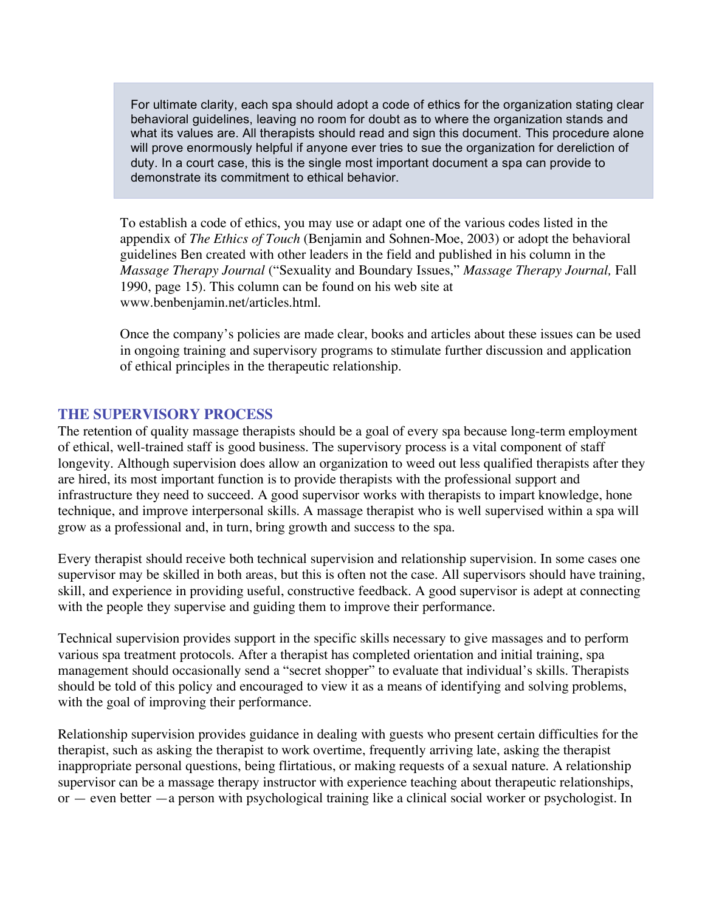> For ultimate clarity, each spa should adopt a code of ethics for the organization stating clear behavioral guidelines, leaving no room for doubt as to where the organization stands and what its values are. All therapists should read and sign this document. This procedure alone will prove enormously helpful if anyone ever tries to sue the organization for dereliction of duty. In a court case, this is the single most important document a spa can provide to demonstrate its commitment to ethical behavior.

To establish a code of ethics, you may use or adapt one of the various codes listed in the appendix of *The Ethics of Touch* (Benjamin and Sohnen-Moe, 2003) or adopt the behavioral guidelines Ben created with other leaders in the field and published in his column in the *Massage Therapy Journal* ("Sexuality and Boundary Issues," *Massage Therapy Journal,* Fall 1990, page 15). This column can be found on his web site at www.benbenjamin.net/articles.html.

Once the company's policies are made clear, books and articles about these issues can be used in ongoing training and supervisory programs to stimulate further discussion and application of ethical principles in the therapeutic relationship.

## THE SUPERVISORY PROCESS

The retention of quality massage therapists should be a goal of every spa because long-term employment of ethical, well-trained staff is good business. The supervisory process is a vital component of staff longevity. Although supervision does allow an organization to weed out less qualified therapists after they are hired, its most important function is to provide therapists with the professional support and infrastructure they need to succeed. A good supervisor works with therapists to impart knowledge, hone technique, and improve interpersonal skills. A massage therapist who is well supervised within a spa will grow as a professional and, in turn, bring growth and success to the spa.

Every therapist should receive both technical supervision and relationship supervision. In some cases one supervisor may be skilled in both areas, but this is often not the case. All supervisors should have training, skill, and experience in providing useful, constructive feedback. A good supervisor is adept at connecting with the people they supervise and guiding them to improve their performance.

Technical supervision provides support in the specific skills necessary to give massages and to perform various spa treatment protocols. After a therapist has completed orientation and initial training, spa management should occasionally send a "secret shopper" to evaluate that individual's skills. Therapists should be told of this policy and encouraged to view it as a means of identifying and solving problems, with the goal of improving their performance.

Relationship supervision provides guidance in dealing with guests who present certain difficulties for the therapist, such as asking the therapist to work overtime, frequently arriving late, asking the therapist inappropriate personal questions, being flirtatious, or making requests of a sexual nature. A relationship supervisor can be a massage therapy instructor with experience teaching about therapeutic relationships, or — even better —a person with psychological training like a clinical social worker or psychologist. In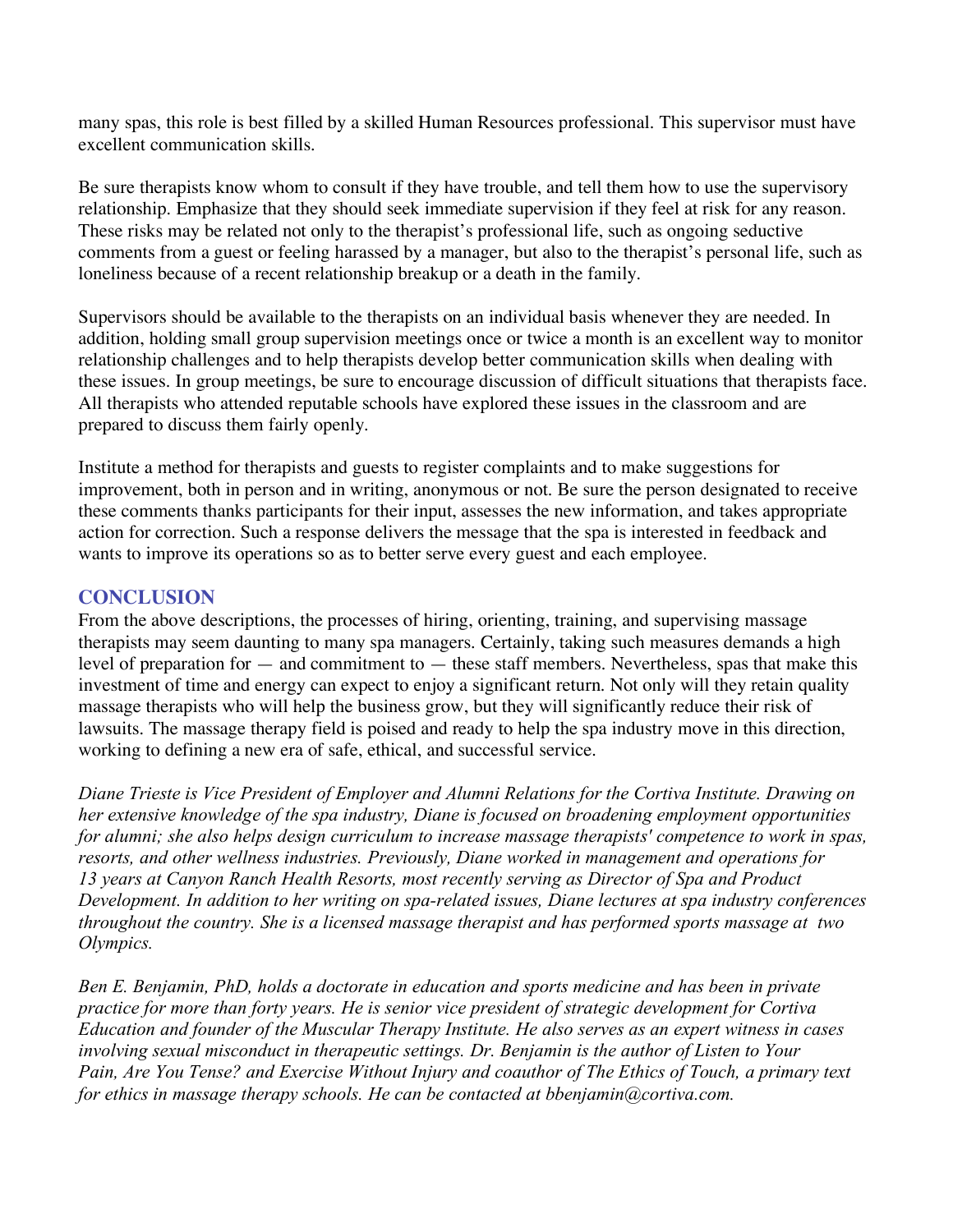many spas, this role is best filled by a skilled Human Resources professional. This supervisor must have excellent communication skills.

Be sure therapists know whom to consult if they have trouble, and tell them how to use the supervisory relationship. Emphasize that they should seek immediate supervision if they feel at risk for any reason. These risks may be related not only to the therapist's professional life, such as ongoing seductive comments from a guest or feeling harassed by a manager, but also to the therapist's personal life, such as loneliness because of a recent relationship breakup or a death in the family.

Supervisors should be available to the therapists on an individual basis whenever they are needed. In addition, holding small group supervision meetings once or twice a month is an excellent way to monitor relationship challenges and to help therapists develop better communication skills when dealing with these issues. In group meetings, be sure to encourage discussion of difficult situations that therapists face. All therapists who attended reputable schools have explored these issues in the classroom and are prepared to discuss them fairly openly.

Institute a method for therapists and guests to register complaints and to make suggestions for improvement, both in person and in writing, anonymous or not. Be sure the person designated to receive these comments thanks participants for their input, assesses the new information, and takes appropriate action for correction. Such a response delivers the message that the spa is interested in feedback and wants to improve its operations so as to better serve every guest and each employee.

## CONCLUSION

From the above descriptions, the processes of hiring, orienting, training, and supervising massage therapists may seem daunting to many spa managers. Certainly, taking such measures demands a high level of preparation for — and commitment to — these staff members. Nevertheless, spas that make this investment of time and energy can expect to enjoy a significant return. Not only will they retain quality massage therapists who will help the business grow, but they will significantly reduce their risk of lawsuits. The massage therapy field is poised and ready to help the spa industry move in this direction, working to defining a new era of safe, ethical, and successful service.

*Diane Trieste is Vice President of Employer and Alumni Relations for the Cortiva Institute. Drawing on her extensive knowledge of the spa industry, Diane is focused on broadening employment opportunities for alumni; she also helps design curriculum to increase massage therapists' competence to work in spas, resorts, and other wellness industries. Previously, Diane worked in management and operations for 13 years at Canyon Ranch Health Resorts, most recently serving as Director of Spa and Product Development. In addition to her writing on spa-related issues, Diane lectures at spa industry conferences throughout the country. She is a licensed massage therapist and has performed sports massage at two Olympics.*

*Ben E. Benjamin, PhD, holds a doctorate in education and sports medicine and has been in private practice for more than forty years. He is senior vice president of strategic development for Cortiva Education and founder of the Muscular Therapy Institute. He also serves as an expert witness in cases involving sexual misconduct in therapeutic settings. Dr. Benjamin is the author of Listen to Your Pain, Are You Tense? and Exercise Without Injury and coauthor of The Ethics of Touch, a primary text for ethics in massage therapy schools. He can be contacted at bbenjamin@cortiva.com.*